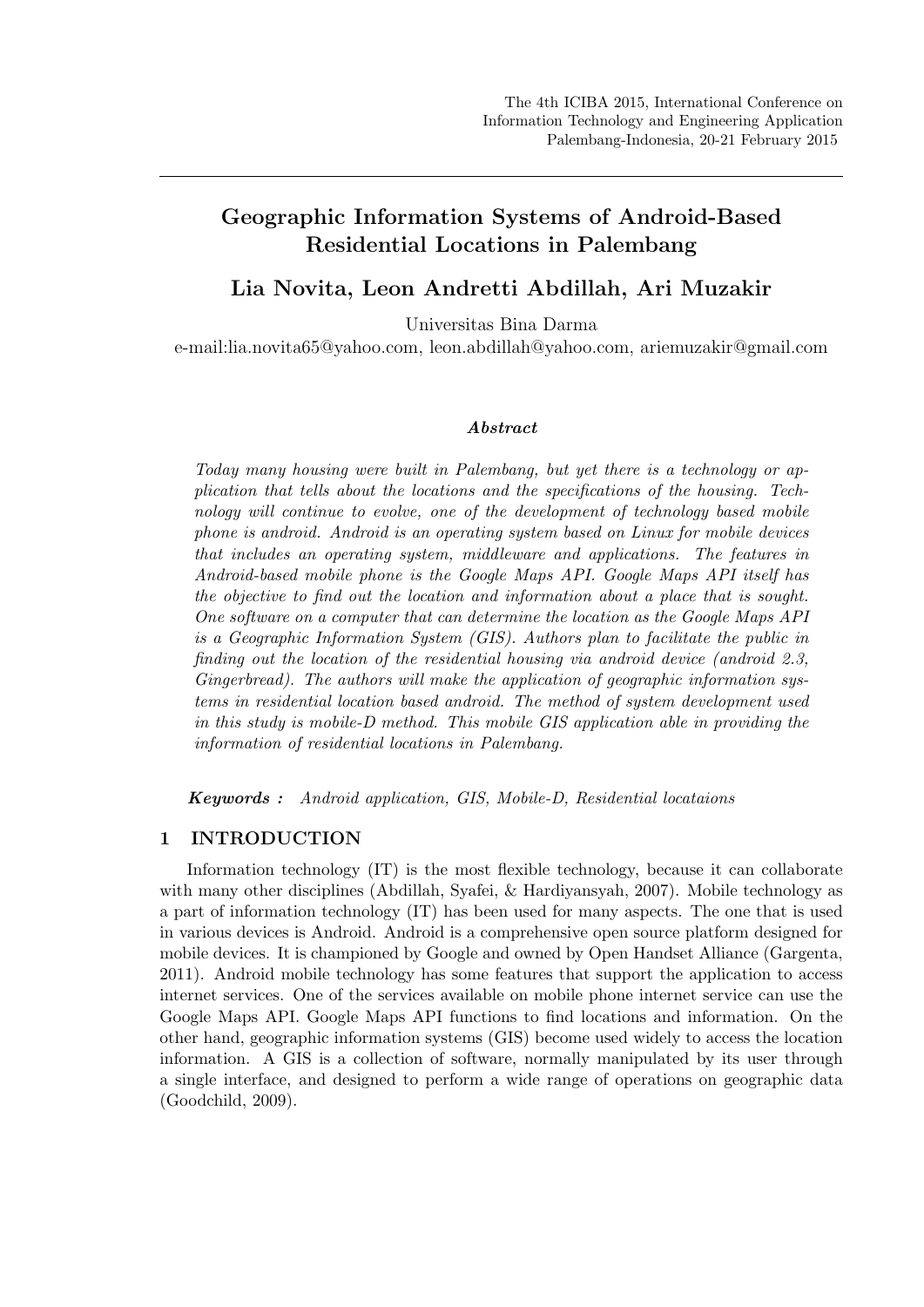# Geographic Information Systems of Android-Based Residential Locations in Palembang

**Lia Novita, Leon Andretti Abdillah, Ari Muzakir**

Universitas Bina Darma

e-mail:lia.novita65@yahoo.com, leon.abdillah@yahoo.com, ariemuzakir@gmail.com

***Abstract***

*Today many housing were built in Palembang, but yet there is a technology or application that tells about the locations and the specifications of the housing. Technology will continue to evolve, one of the development of technology based mobile phone is android. Android is an operating system based on Linux for mobile devices that includes an operating system, middleware and applications. The features in Android-based mobile phone is the Google Maps API. Google Maps API itself has the objective to find out the location and information about a place that is sought. One software on a computer that can determine the location as the Google Maps API is a Geographic Information System (GIS). Authors plan to facilitate the public in finding out the location of the residential housing via android device (android 2.3, Gingerbread). The authors will make the application of geographic information systems in residential location based android. The method of system development used in this study is mobile-D method. This mobile GIS application able in providing the information of residential locations in Palembang.*

***Keywords :*** *Android application, GIS, Mobile-D, Residential locataions*

## 1 INTRODUCTION

Information technology (IT) is the most flexible technology, because it can collaborate with many other disciplines (Abdillah, Syafei, & Hardiyansyah, 2007). Mobile technology as a part of information technology (IT) has been used for many aspects. The one that is used in various devices is Android. Android is a comprehensive open source platform designed for mobile devices. It is championed by Google and owned by Open Handset Alliance (Gargenta, 2011). Android mobile technology has some features that support the application to access internet services. One of the services available on mobile phone internet service can use the Google Maps API. Google Maps API functions to find locations and information. On the other hand, geographic information systems (GIS) become used widely to access the location information. A GIS is a collection of software, normally manipulated by its user through a single interface, and designed to perform a wide range of operations on geographic data (Goodchild, 2009).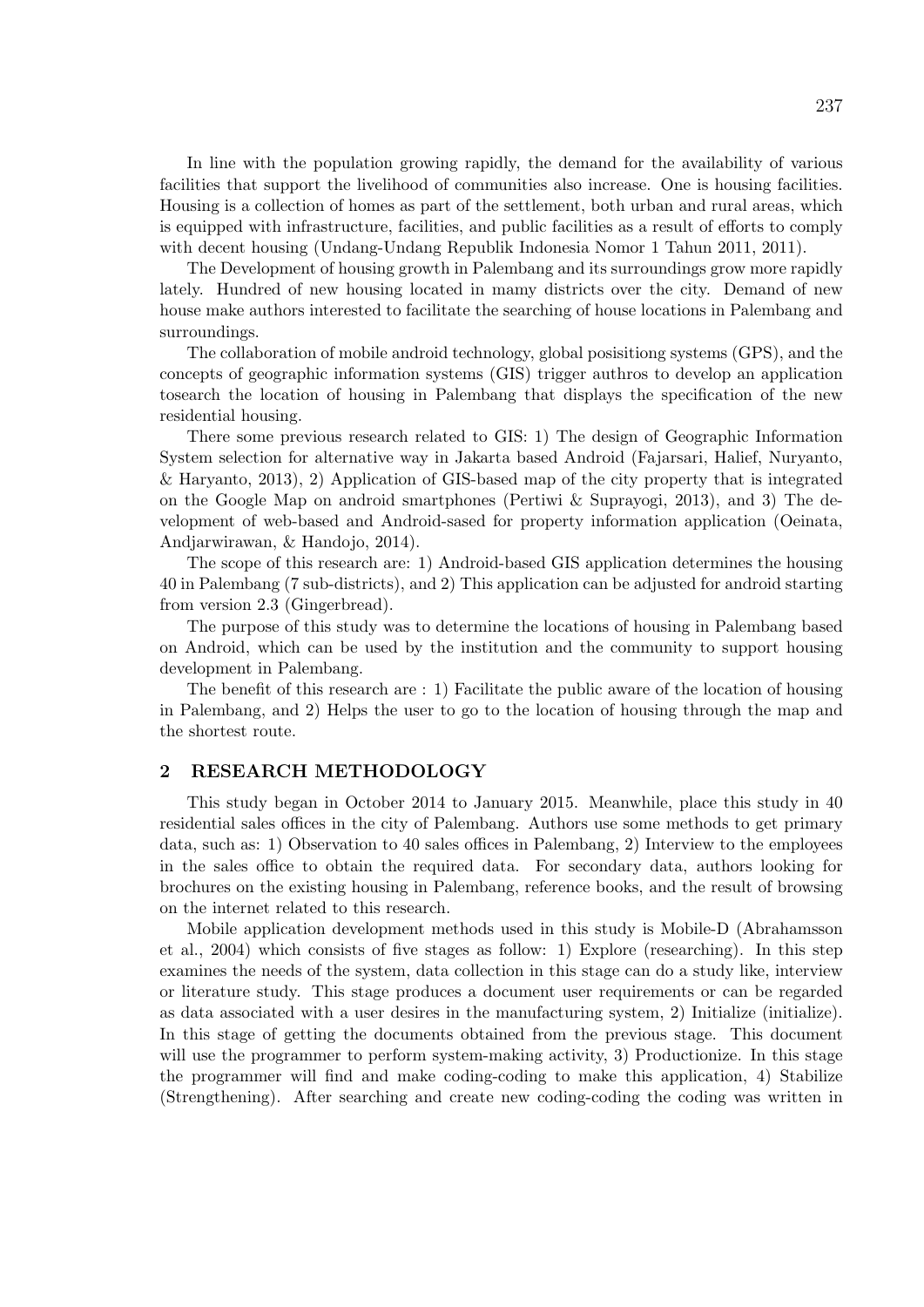In line with the population growing rapidly, the demand for the availability of various facilities that support the livelihood of communities also increase. One is housing facilities. Housing is a collection of homes as part of the settlement, both urban and rural areas, which is equipped with infrastructure, facilities, and public facilities as a result of efforts to comply with decent housing (Undang-Undang Republik Indonesia Nomor 1 Tahun 2011, 2011).

The Development of housing growth in Palembang and its surroundings grow more rapidly lately. Hundred of new housing located in mamy districts over the city. Demand of new house make authors interested to facilitate the searching of house locations in Palembang and surroundings.

The collaboration of mobile android technology, global posisitiong systems (GPS), and the concepts of geographic information systems (GIS) trigger authros to develop an application tosearch the location of housing in Palembang that displays the specification of the new residential housing.

There some previous research related to GIS: 1) The design of Geographic Information System selection for alternative way in Jakarta based Android (Fajarsari, Halief, Nuryanto, & Haryanto, 2013), 2) Application of GIS-based map of the city property that is integrated on the Google Map on android smartphones (Pertiwi & Suprayogi, 2013), and 3) The development of web-based and Android-sased for property information application (Oeinata, Andjarwirawan, & Handojo, 2014).

The scope of this research are: 1) Android-based GIS application determines the housing 40 in Palembang (7 sub-districts), and 2) This application can be adjusted for android starting from version 2.3 (Gingerbread).

The purpose of this study was to determine the locations of housing in Palembang based on Android, which can be used by the institution and the community to support housing development in Palembang.

The benefit of this research are : 1) Facilitate the public aware of the location of housing in Palembang, and 2) Helps the user to go to the location of housing through the map and the shortest route.

## 2 RESEARCH METHODOLOGY

This study began in October 2014 to January 2015. Meanwhile, place this study in 40 residential sales offices in the city of Palembang. Authors use some methods to get primary data, such as: 1) Observation to 40 sales offices in Palembang, 2) Interview to the employees in the sales office to obtain the required data. For secondary data, authors looking for brochures on the existing housing in Palembang, reference books, and the result of browsing on the internet related to this research.

Mobile application development methods used in this study is Mobile-D (Abrahamsson et al., 2004) which consists of five stages as follow: 1) Explore (researching). In this step examines the needs of the system, data collection in this stage can do a study like, interview or literature study. This stage produces a document user requirements or can be regarded as data associated with a user desires in the manufacturing system, 2) Initialize (initialize). In this stage of getting the documents obtained from the previous stage. This document will use the programmer to perform system-making activity, 3) Productionize. In this stage the programmer will find and make coding-coding to make this application, 4) Stabilize (Strengthening). After searching and create new coding-coding the coding was written in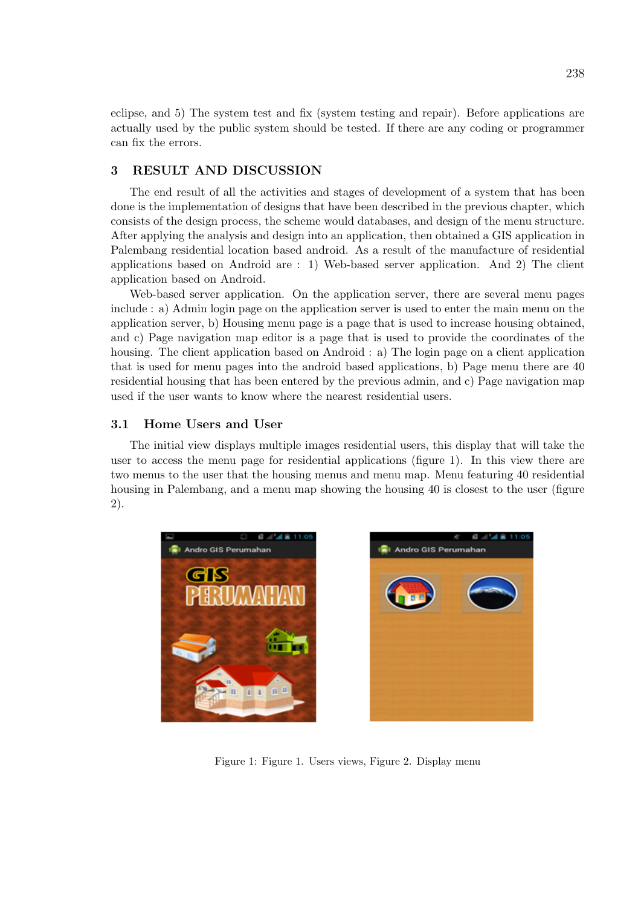eclipse, and 5) The system test and fix (system testing and repair). Before applications are actually used by the public system should be tested. If there are any coding or programmer can fix the errors.

## 3 RESULT AND DISCUSSION

The end result of all the activities and stages of development of a system that has been done is the implementation of designs that have been described in the previous chapter, which consists of the design process, the scheme would databases, and design of the menu structure. After applying the analysis and design into an application, then obtained a GIS application in Palembang residential location based android. As a result of the manufacture of residential applications based on Android are : 1) Web-based server application. And 2) The client application based on Android.

Web-based server application. On the application server, there are several menu pages include : a) Admin login page on the application server is used to enter the main menu on the application server, b) Housing menu page is a page that is used to increase housing obtained, and c) Page navigation map editor is a page that is used to provide the coordinates of the housing. The client application based on Android : a) The login page on a client application that is used for menu pages into the android based applications, b) Page menu there are 40 residential housing that has been entered by the previous admin, and c) Page navigation map used if the user wants to know where the nearest residential users.

### 3.1 Home Users and User

The initial view displays multiple images residential users, this display that will take the user to access the menu page for residential applications (figure 1). In this view there are two menus to the user that the housing menus and menu map. Menu featuring 40 residential housing in Palembang, and a menu map showing the housing 40 is closest to the user (figure 2).

Figure 1: Figure 1. Users views, Figure 2. Display menu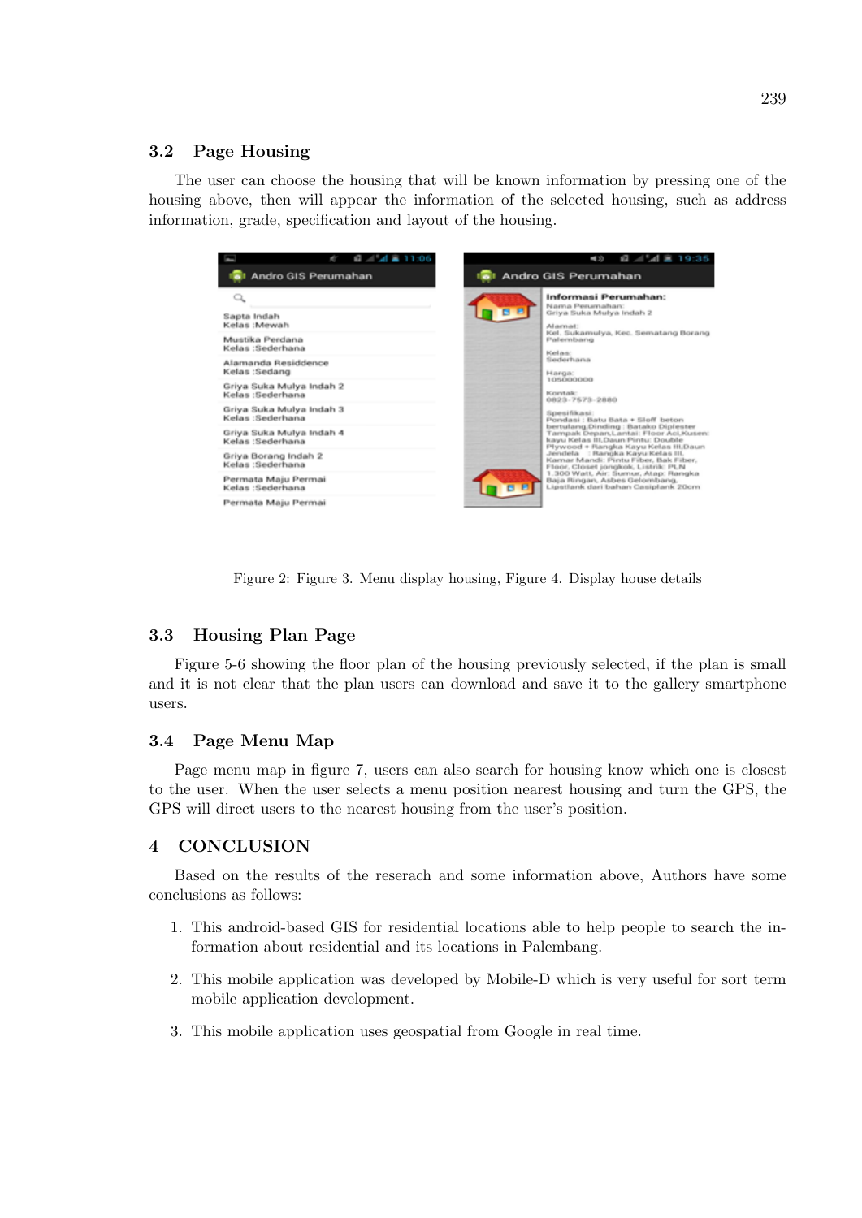### 3.2 Page Housing

The user can choose the housing that will be known information by pressing one of the housing above, then will appear the information of the selected housing, such as address information, grade, specification and layout of the housing.

Figure 2: Figure 3. Menu display housing, Figure 4. Display house details

### 3.3 Housing Plan Page

Figure 5-6 showing the floor plan of the housing previously selected, if the plan is small and it is not clear that the plan users can download and save it to the gallery smartphone users.

### 3.4 Page Menu Map

Page menu map in figure 7, users can also search for housing know which one is closest to the user. When the user selects a menu position nearest housing and turn the GPS, the GPS will direct users to the nearest housing from the user's position.

## 4 CONCLUSION

Based on the results of the reserach and some information above, Authors have some conclusions as follows:

1. This android-based GIS for residential locations able to help people to search the information about residential and its locations in Palembang.
2. This mobile application was developed by Mobile-D which is very useful for sort term mobile application development.
3. This mobile application uses geospatial from Google in real time.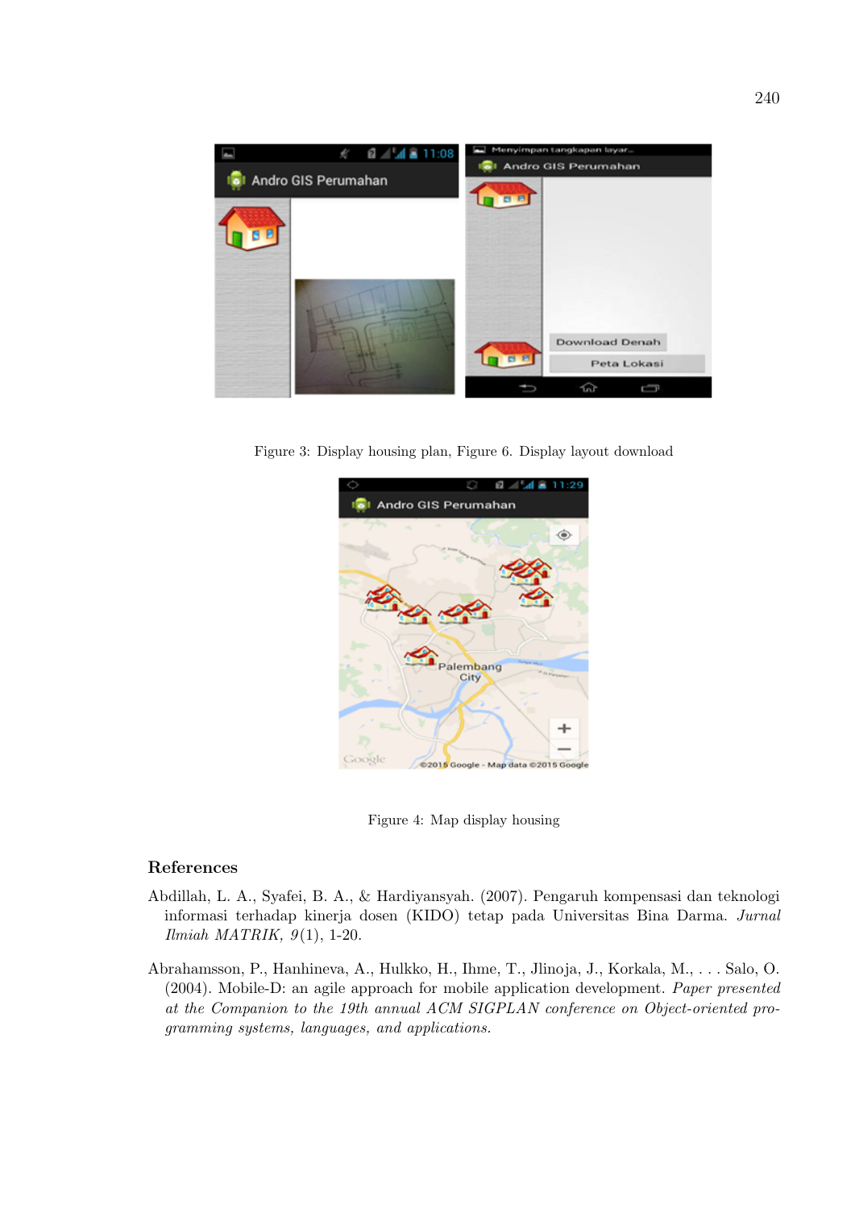Figure 3: Display housing plan, Figure 6. Display layout download

Figure 4: Map display housing

## References

Abdillah, L. A., Syafei, B. A., & Hardiyansyah. (2007). Pengaruh kompensasi dan teknologi informasi terhadap kinerja dosen (KIDO) tetap pada Universitas Bina Darma. *Jurnal Ilmiah MATRIK, 9*(1), 1-20.

Abrahamsson, P., Hanhineva, A., Hulkko, H., Ihme, T., Jlinoja, J., Korkala, M., . . . Salo, O. (2004). Mobile-D: an agile approach for mobile application development. *Paper presented at the Companion to the 19th annual ACM SIGPLAN conference on Object-oriented programming systems, languages, and applications.*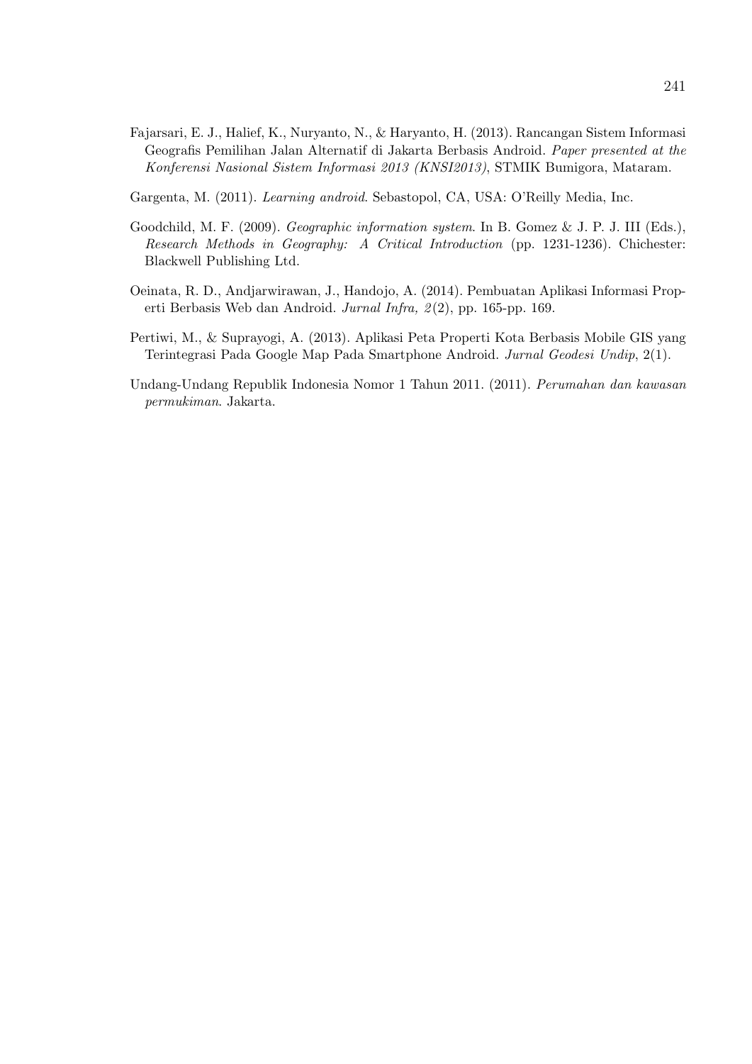Fajarsari, E. J., Halief, K., Nuryanto, N., & Haryanto, H. (2013). Rancangan Sistem Informasi Geografis Pemilihan Jalan Alternatif di Jakarta Berbasis Android. *Paper presented at the Konferensi Nasional Sistem Informasi 2013 (KNSI2013)*, STMIK Bumigora, Mataram.

Gargenta, M. (2011). *Learning android*. Sebastopol, CA, USA: O'Reilly Media, Inc.

Goodchild, M. F. (2009). *Geographic information system*. In B. Gomez & J. P. J. III (Eds.), *Research Methods in Geography: A Critical Introduction* (pp. 1231-1236). Chichester: Blackwell Publishing Ltd.

Oeinata, R. D., Andjarwirawan, J., Handojo, A. (2014). Pembuatan Aplikasi Informasi Properti Berbasis Web dan Android. *Jurnal Infra, 2*(2), pp. 165-pp. 169.

Pertiwi, M., & Suprayogi, A. (2013). Aplikasi Peta Properti Kota Berbasis Mobile GIS yang Terintegrasi Pada Google Map Pada Smartphone Android. *Jurnal Geodesi Undip*, 2(1).

Undang-Undang Republik Indonesia Nomor 1 Tahun 2011. (2011). *Perumahan dan kawasan permukiman*. Jakarta.